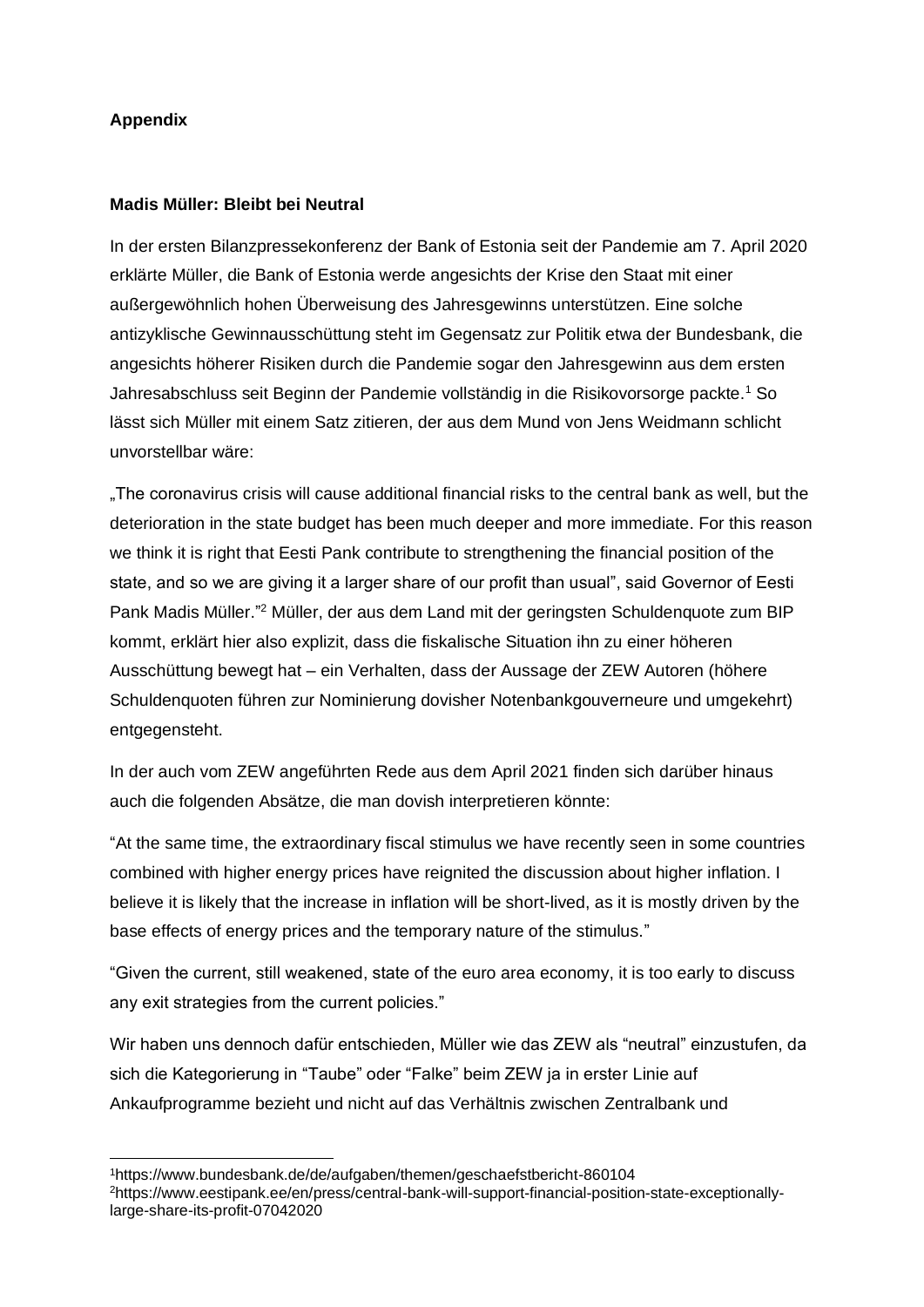**Appendix**

**Madis Müller: Bleibt bei Neutral**

In der ersten Bilanzpressekonferenz der Bank of Estonia seit der Pandemie am 7. April 2020 erklärte Müller, die Bank of Estonia werde angesichts der Krise den Staat mit einer außergewöhnlich hohen Überweisung des Jahresgewinns unterstützen. Eine solche antizyklische Gewinnausschüttung steht im Gegensatz zur Politik etwa der Bundesbank, die angesichts höherer Risiken durch die Pandemie sogar den Jahresgewinn aus dem ersten Jahresabschluss seit Beginn der Pandemie vollständig in die Risikovorsorge packte.[1] So lässt sich Müller mit einem Satz zitieren, der aus dem Mund von Jens Weidmann schlicht unvorstellbar wäre:

„The coronavirus crisis will cause additional financial risks to the central bank as well, but the deterioration in the state budget has been much deeper and more immediate. For this reason we think it is right that Eesti Pank contribute to strengthening the financial position of the state, and so we are giving it a larger share of our profit than usual", said Governor of Eesti Pank Madis Müller."[2] Müller, der aus dem Land mit der geringsten Schuldenquote zum BIP kommt, erklärt hier also explizit, dass die fiskalische Situation ihn zu einer höheren Ausschüttung bewegt hat – ein Verhalten, dass der Aussage der ZEW Autoren (höhere Schuldenquoten führen zur Nominierung dovisher Notenbankgouverneure und umgekehrt) entgegensteht.

In der auch vom ZEW angeführten Rede aus dem April 2021 finden sich darüber hinaus auch die folgenden Absätze, die man dovish interpretieren könnte:

"At the same time, the extraordinary fiscal stimulus we have recently seen in some countries combined with higher energy prices have reignited the discussion about higher inflation. I believe it is likely that the increase in inflation will be short-lived, as it is mostly driven by the base effects of energy prices and the temporary nature of the stimulus."

"Given the current, still weakened, state of the euro area economy, it is too early to discuss any exit strategies from the current policies."

Wir haben uns dennoch dafür entschieden, Müller wie das ZEW als "neutral" einzustufen, da sich die Kategorierung in "Taube" oder "Falke" beim ZEW ja in erster Linie auf Ankaufprogramme bezieht und nicht auf das Verhältnis zwischen Zentralbank und

---

[1] https://www.bundesbank.de/de/aufgaben/themen/geschaefstbericht-860104

[2] https://www.eestipank.ee/en/press/central-bank-will-support-financial-position-state-exceptionally-large-share-its-profit-07042020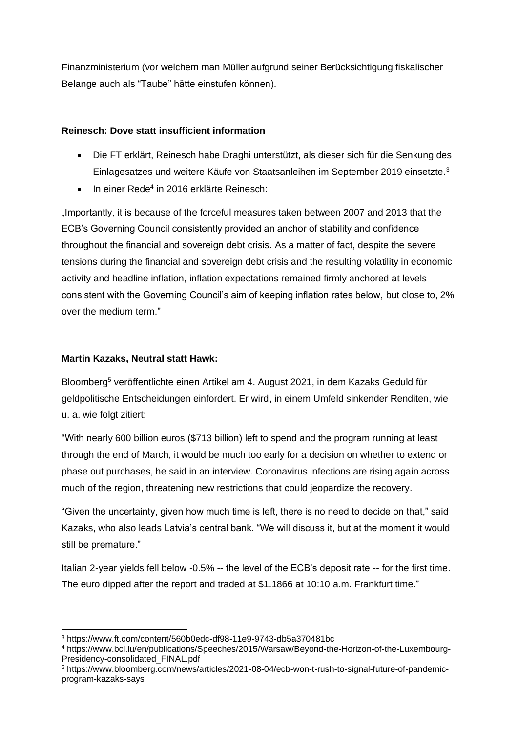Finanzministerium (vor welchem man Müller aufgrund seiner Berücksichtigung fiskalischer Belange auch als "Taube" hätte einstufen können).

**Reinesch: Dove statt insufficient information**

- Die FT erklärt, Reinesch habe Draghi unterstützt, als dieser sich für die Senkung des Einlagesatzes und weitere Käufe von Staatsanleihen im September 2019 einsetzte.[3]
- In einer Rede[4] in 2016 erklärte Reinesch:

„Importantly, it is because of the forceful measures taken between 2007 and 2013 that the ECB's Governing Council consistently provided an anchor of stability and confidence throughout the financial and sovereign debt crisis. As a matter of fact, despite the severe tensions during the financial and sovereign debt crisis and the resulting volatility in economic activity and headline inflation, inflation expectations remained firmly anchored at levels consistent with the Governing Council's aim of keeping inflation rates below, but close to, 2% over the medium term."

**Martin Kazaks, Neutral statt Hawk:**

Bloomberg[5] veröffentlichte einen Artikel am 4. August 2021, in dem Kazaks Geduld für geldpolitische Entscheidungen einfordert. Er wird, in einem Umfeld sinkender Renditen, wie u. a. wie folgt zitiert:

"With nearly 600 billion euros ($713 billion) left to spend and the program running at least through the end of March, it would be much too early for a decision on whether to extend or phase out purchases, he said in an interview. Coronavirus infections are rising again across much of the region, threatening new restrictions that could jeopardize the recovery.

"Given the uncertainty, given how much time is left, there is no need to decide on that," said Kazaks, who also leads Latvia's central bank. "We will discuss it, but at the moment it would still be premature."

Italian 2-year yields fell below -0.5% -- the level of the ECB's deposit rate -- for the first time. The euro dipped after the report and traded at $1.1866 at 10:10 a.m. Frankfurt time."

---

[3] https://www.ft.com/content/560b0edc-df98-11e9-9743-db5a370481bc

[4] https://www.bcl.lu/en/publications/Speeches/2015/Warsaw/Beyond-the-Horizon-of-the-Luxembourg-Presidency-consolidated_FINAL.pdf

[5] https://www.bloomberg.com/news/articles/2021-08-04/ecb-won-t-rush-to-signal-future-of-pandemic-program-kazaks-says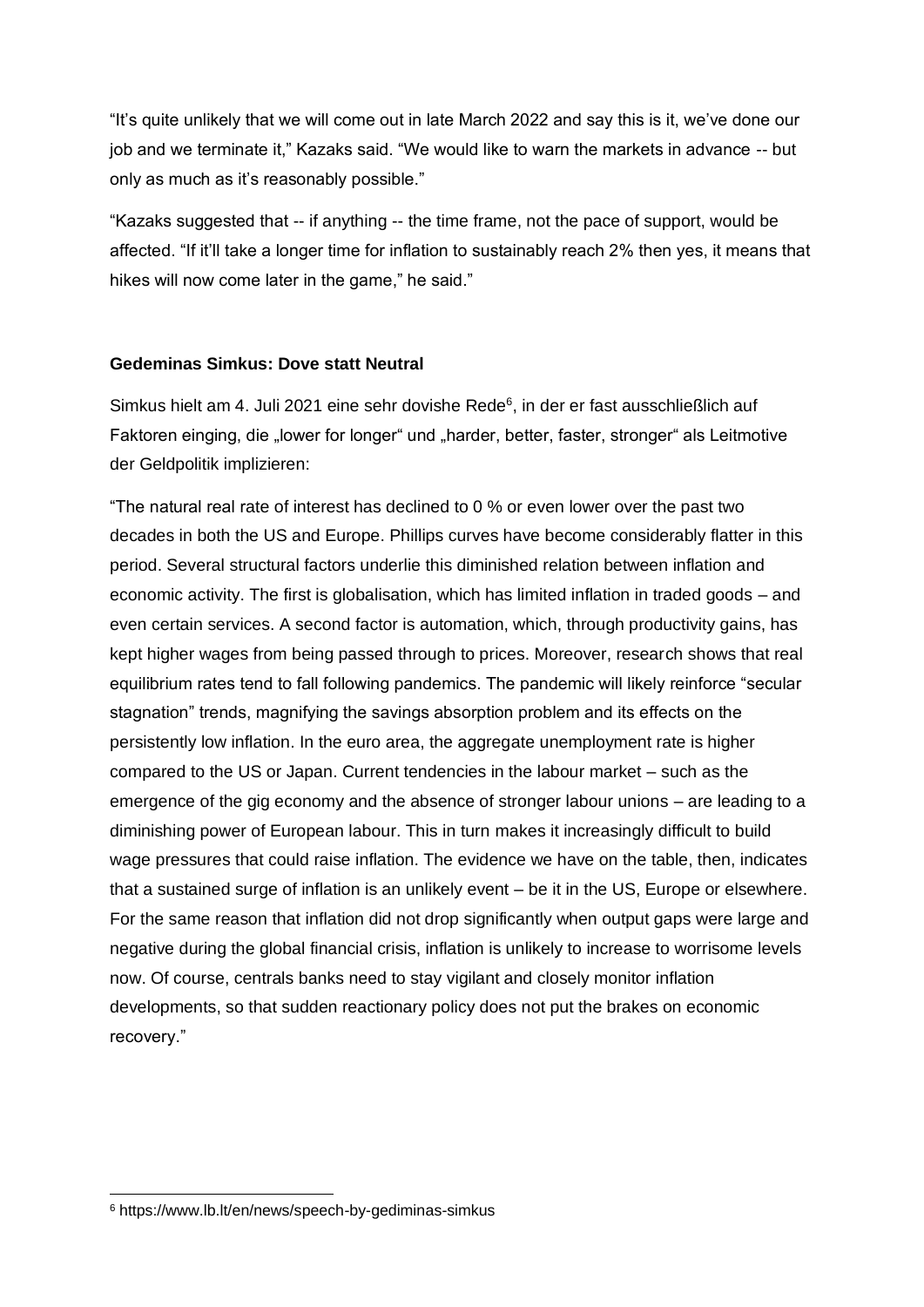"It's quite unlikely that we will come out in late March 2022 and say this is it, we've done our job and we terminate it," Kazaks said. "We would like to warn the markets in advance -- but only as much as it's reasonably possible."

"Kazaks suggested that -- if anything -- the time frame, not the pace of support, would be affected. "If it'll take a longer time for inflation to sustainably reach 2% then yes, it means that hikes will now come later in the game," he said."

**Gedeminas Simkus: Dove statt Neutral**

Simkus hielt am 4. Juli 2021 eine sehr dovishe Rede[6], in der er fast ausschließlich auf Faktoren einging, die „lower for longer" und „harder, better, faster, stronger" als Leitmotive der Geldpolitik implizieren:

"The natural real rate of interest has declined to 0 % or even lower over the past two decades in both the US and Europe. Phillips curves have become considerably flatter in this period. Several structural factors underlie this diminished relation between inflation and economic activity. The first is globalisation, which has limited inflation in traded goods – and even certain services. A second factor is automation, which, through productivity gains, has kept higher wages from being passed through to prices. Moreover, research shows that real equilibrium rates tend to fall following pandemics. The pandemic will likely reinforce "secular stagnation" trends, magnifying the savings absorption problem and its effects on the persistently low inflation. In the euro area, the aggregate unemployment rate is higher compared to the US or Japan. Current tendencies in the labour market – such as the emergence of the gig economy and the absence of stronger labour unions – are leading to a diminishing power of European labour. This in turn makes it increasingly difficult to build wage pressures that could raise inflation. The evidence we have on the table, then, indicates that a sustained surge of inflation is an unlikely event – be it in the US, Europe or elsewhere. For the same reason that inflation did not drop significantly when output gaps were large and negative during the global financial crisis, inflation is unlikely to increase to worrisome levels now. Of course, centrals banks need to stay vigilant and closely monitor inflation developments, so that sudden reactionary policy does not put the brakes on economic recovery."

[6] https://www.lb.lt/en/news/speech-by-gediminas-simkus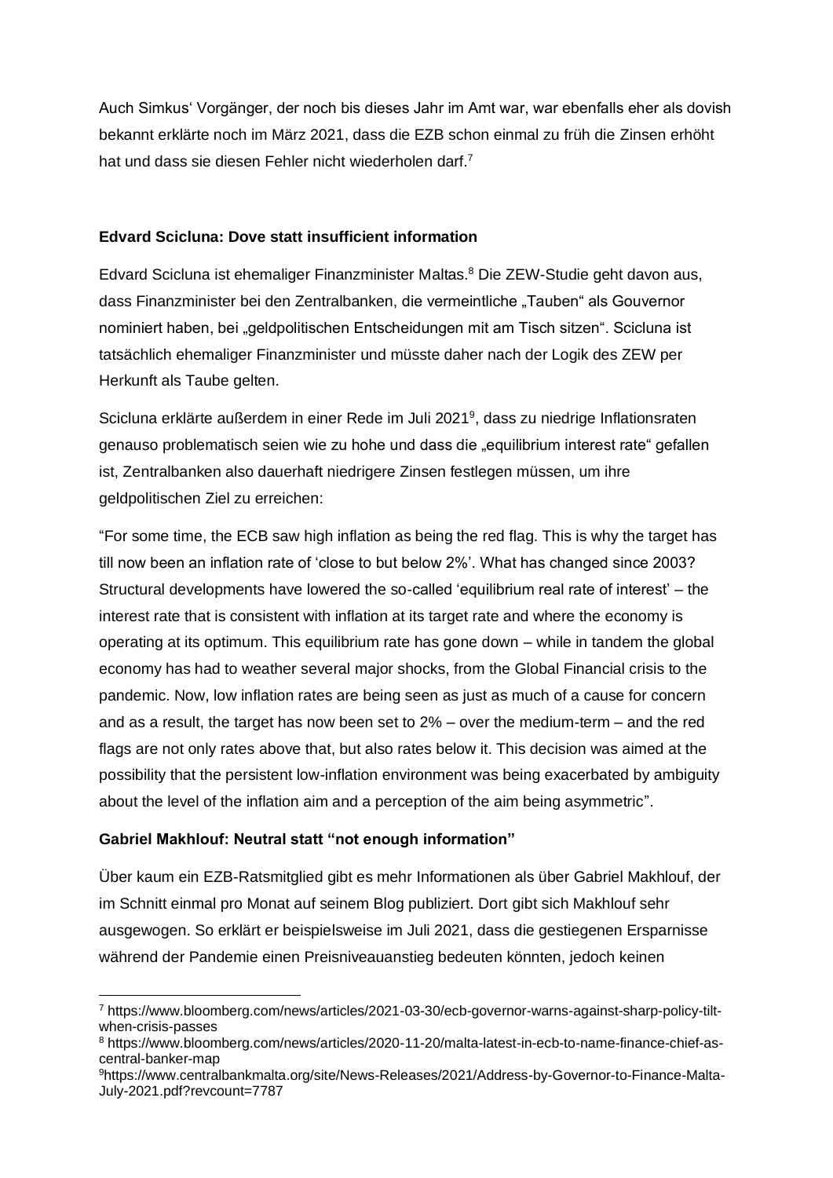Auch Simkus‘ Vorgänger, der noch bis dieses Jahr im Amt war, war ebenfalls eher als dovish bekannt erklärte noch im März 2021, dass die EZB schon einmal zu früh die Zinsen erhöht hat und dass sie diesen Fehler nicht wiederholen darf.[7]

**Edvard Scicluna: Dove statt insufficient information**

Edvard Scicluna ist ehemaliger Finanzminister Maltas.[8] Die ZEW-Studie geht davon aus, dass Finanzminister bei den Zentralbanken, die vermeintliche „Tauben" als Gouvernor nominiert haben, bei „geldpolitischen Entscheidungen mit am Tisch sitzen". Scicluna ist tatsächlich ehemaliger Finanzminister und müsste daher nach der Logik des ZEW per Herkunft als Taube gelten.

Scicluna erklärte außerdem in einer Rede im Juli 2021[9], dass zu niedrige Inflationsraten genauso problematisch seien wie zu hohe und dass die „equilibrium interest rate" gefallen ist, Zentralbanken also dauerhaft niedrigere Zinsen festlegen müssen, um ihre geldpolitischen Ziel zu erreichen:

“For some time, the ECB saw high inflation as being the red flag. This is why the target has till now been an inflation rate of ‘close to but below 2%’. What has changed since 2003? Structural developments have lowered the so-called ‘equilibrium real rate of interest’ – the interest rate that is consistent with inflation at its target rate and where the economy is operating at its optimum. This equilibrium rate has gone down – while in tandem the global economy has had to weather several major shocks, from the Global Financial crisis to the pandemic. Now, low inflation rates are being seen as just as much of a cause for concern and as a result, the target has now been set to 2% – over the medium-term – and the red flags are not only rates above that, but also rates below it. This decision was aimed at the possibility that the persistent low-inflation environment was being exacerbated by ambiguity about the level of the inflation aim and a perception of the aim being asymmetric”.

**Gabriel Makhlouf: Neutral statt “not enough information”**

Über kaum ein EZB-Ratsmitglied gibt es mehr Informationen als über Gabriel Makhlouf, der im Schnitt einmal pro Monat auf seinem Blog publiziert. Dort gibt sich Makhlouf sehr ausgewogen. So erklärt er beispielsweise im Juli 2021, dass die gestiegenen Ersparnisse während der Pandemie einen Preisniveauanstieg bedeuten könnten, jedoch keinen

---

[7] https://www.bloomberg.com/news/articles/2021-03-30/ecb-governor-warns-against-sharp-policy-tilt-when-crisis-passes

[8] https://www.bloomberg.com/news/articles/2020-11-20/malta-latest-in-ecb-to-name-finance-chief-as-central-banker-map

[9] https://www.centralbankmalta.org/site/News-Releases/2021/Address-by-Governor-to-Finance-Malta-July-2021.pdf?revcount=7787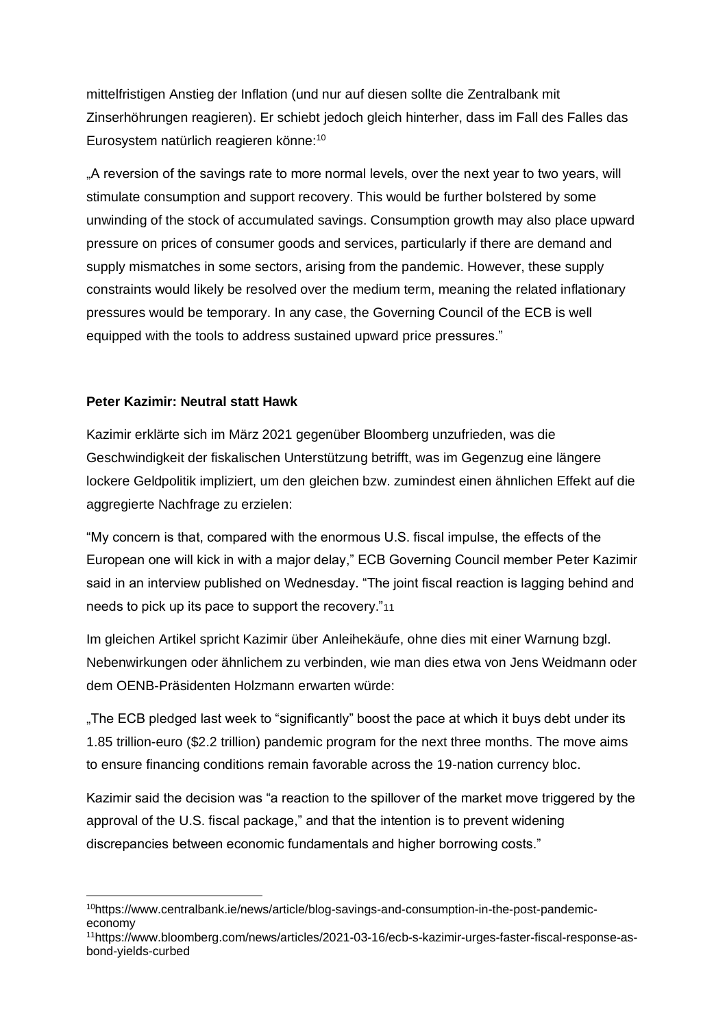mittelfristigen Anstieg der Inflation (und nur auf diesen sollte die Zentralbank mit Zinserhöhungen reagieren). Er schiebt jedoch gleich hinterher, dass im Fall des Falles das Eurosystem natürlich reagieren könne:[10]

„A reversion of the savings rate to more normal levels, over the next year to two years, will stimulate consumption and support recovery. This would be further bolstered by some unwinding of the stock of accumulated savings. Consumption growth may also place upward pressure on prices of consumer goods and services, particularly if there are demand and supply mismatches in some sectors, arising from the pandemic. However, these supply constraints would likely be resolved over the medium term, meaning the related inflationary pressures would be temporary. In any case, the Governing Council of the ECB is well equipped with the tools to address sustained upward price pressures."

**Peter Kazimir: Neutral statt Hawk**

Kazimir erklärte sich im März 2021 gegenüber Bloomberg unzufrieden, was die Geschwindigkeit der fiskalischen Unterstützung betrifft, was im Gegenzug eine längere lockere Geldpolitik impliziert, um den gleichen bzw. zumindest einen ähnlichen Effekt auf die aggregierte Nachfrage zu erzielen:

"My concern is that, compared with the enormous U.S. fiscal impulse, the effects of the European one will kick in with a major delay," ECB Governing Council member Peter Kazimir said in an interview published on Wednesday. "The joint fiscal reaction is lagging behind and needs to pick up its pace to support the recovery."[11]

Im gleichen Artikel spricht Kazimir über Anleihekäufe, ohne dies mit einer Warnung bzgl. Nebenwirkungen oder ähnlichem zu verbinden, wie man dies etwa von Jens Weidmann oder dem OENB-Präsidenten Holzmann erwarten würde:

„The ECB pledged last week to "significantly" boost the pace at which it buys debt under its 1.85 trillion-euro ($2.2 trillion) pandemic program for the next three months. The move aims to ensure financing conditions remain favorable across the 19-nation currency bloc.

Kazimir said the decision was "a reaction to the spillover of the market move triggered by the approval of the U.S. fiscal package," and that the intention is to prevent widening discrepancies between economic fundamentals and higher borrowing costs."

---

[10] https://www.centralbank.ie/news/article/blog-savings-and-consumption-in-the-post-pandemic-economy

[11] https://www.bloomberg.com/news/articles/2021-03-16/ecb-s-kazimir-urges-faster-fiscal-response-as-bond-yields-curbed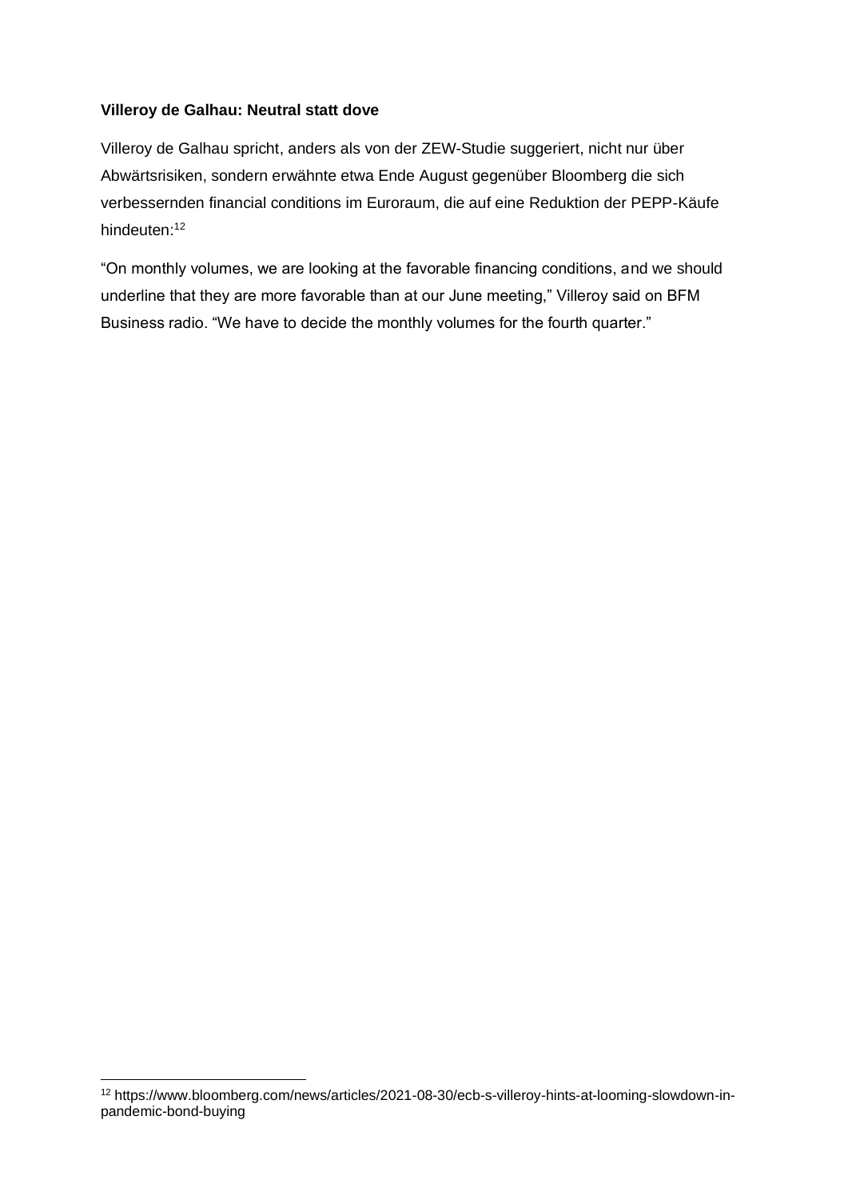**Villeroy de Galhau: Neutral statt dove**

Villeroy de Galhau spricht, anders als von der ZEW-Studie suggeriert, nicht nur über Abwärtsrisiken, sondern erwähnte etwa Ende August gegenüber Bloomberg die sich verbessernden financial conditions im Euroraum, die auf eine Reduktion der PEPP-Käufe hindeuten:[12]

“On monthly volumes, we are looking at the favorable financing conditions, and we should underline that they are more favorable than at our June meeting,” Villeroy said on BFM Business radio. “We have to decide the monthly volumes for the fourth quarter.”

---

[12] https://www.bloomberg.com/news/articles/2021-08-30/ecb-s-villeroy-hints-at-looming-slowdown-in-pandemic-bond-buying